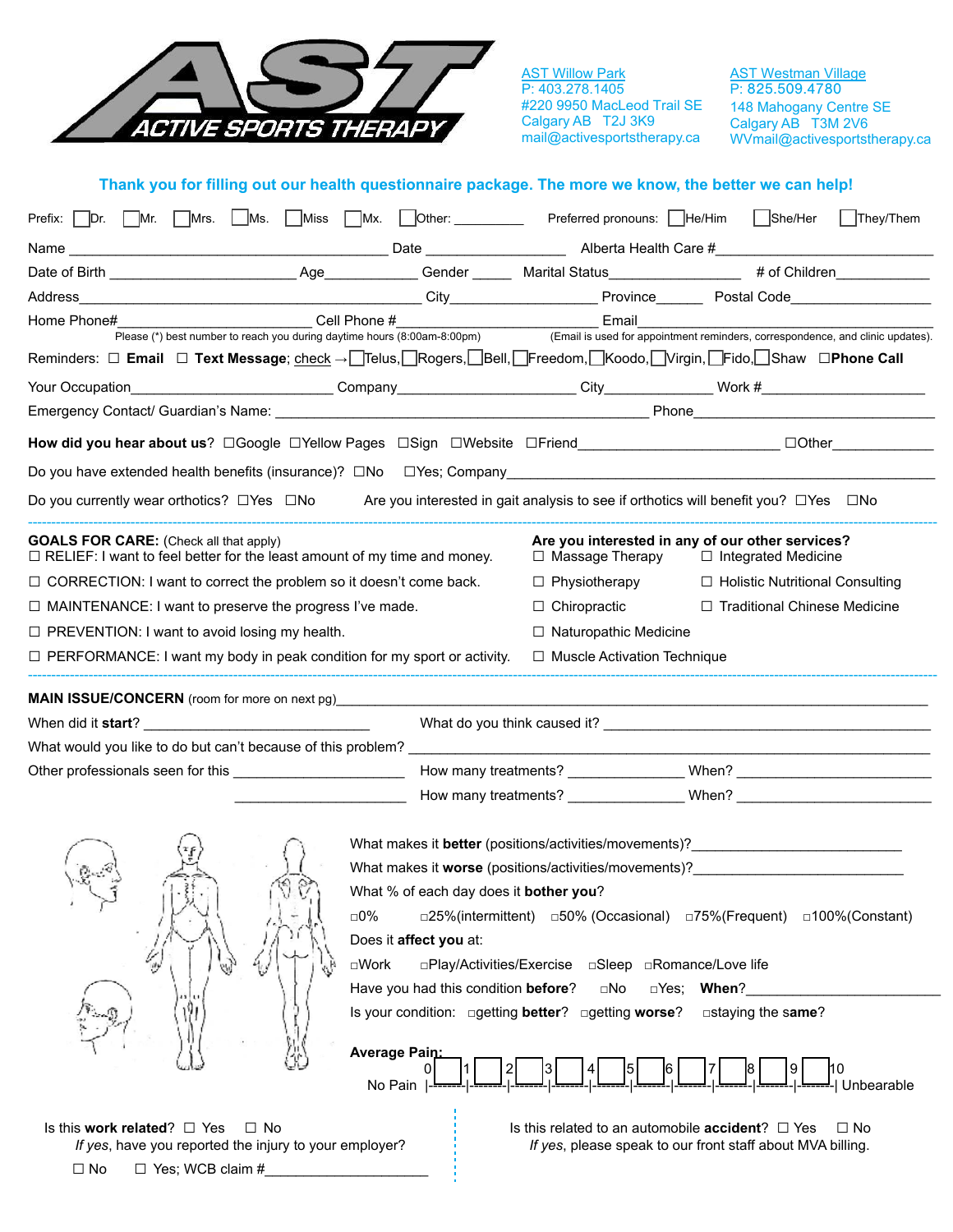**AST ACTIVE SPORTS THERAPY**

AST Willow Park
P: 403.278.1405
#220 9950 MacLeod Trail SE
Calgary AB T2J 3K9
mail@activesportstherapy.ca

AST Westman Village
P: 825.509.4780
148 Mahogany Centre SE
Calgary AB T3M 2V6
WVmail@activesportstherapy.ca

**Thank you for filling out our health questionnaire package. The more we know, the better we can help!**

Prefix: ☐Dr. ☐Mr. ☐Mrs. ☐Ms. ☐Miss ☐Mx. ☐Other: __________ Preferred pronouns: ☐He/Him ☐She/Her ☐They/Them

Name ________________________________ Date ______________ Alberta Health Care #____________________

Date of Birth ____________________ Age__________ Gender _____ Marital Status____________ # of Children__________

Address______________________________ City________________ Province______ Postal Code________________

Home Phone#____________________ Cell Phone #____________________ Email______________________________

Please (*) best number to reach you during daytime hours (8:00am-8:00pm) (Email is used for appointment reminders, correspondence, and clinic updates).

Reminders: ☐ **Email** ☐ **Text Message**; check → ☐Telus, ☐Rogers, ☐Bell, ☐Freedom, ☐Koodo, ☐Virgin, ☐Fido, ☐Shaw ☐**Phone Call**

Your Occupation____________________ Company____________________ City__________ Work #____________________

Emergency Contact/ Guardian's Name: ________________________________________ Phone____________________________

**How did you hear about us**? ☐Google ☐Yellow Pages ☐Sign ☐Website ☐Friend____________________ ☐Other__________

Do you have extended health benefits (insurance)? ☐No ☐Yes; Company______________________________________________

Do you currently wear orthotics? ☐Yes ☐No Are you interested in gait analysis to see if orthotics will benefit you? ☐Yes ☐No

---

**GOALS FOR CARE:** (Check all that apply)

- ☐ RELIEF: I want to feel better for the least amount of my time and money.
- ☐ CORRECTION: I want to correct the problem so it doesn't come back.
- ☐ MAINTENANCE: I want to preserve the progress I've made.
- ☐ PREVENTION: I want to avoid losing my health.
- ☐ PERFORMANCE: I want my body in peak condition for my sport or activity.

**Are you interested in any of our other services?**

- ☐ Massage Therapy
- ☐ Integrated Medicine
- ☐ Physiotherapy
- ☐ Holistic Nutritional Consulting
- ☐ Chiropractic
- ☐ Traditional Chinese Medicine
- ☐ Naturopathic Medicine
- ☐ Muscle Activation Technique

---

**MAIN ISSUE/CONCERN** (room for more on next pg)______________________________________________________________

When did it **start**? ________________________ What do you think caused it? ____________________________________

What would you like to do but can't because of this problem? _______________________________________________

Other professionals seen for this ____________________ How many treatments? ____________ When? ____________________

____________________ How many treatments? ____________ When? ____________________

What makes it **better** (positions/activities/movements)?______________________

What makes it **worse** (positions/activities/movements)?______________________

What % of each day does it **bother you**?

☐0% ☐25%(intermittent) ☐50% (Occasional) ☐75%(Frequent) ☐100%(Constant)

Does it **affect you** at:

☐Work ☐Play/Activities/Exercise ☐Sleep ☐Romance/Love life

Have you had this condition **before**? ☐No ☐Yes; **When**?____________________

Is your condition: ☐getting **better**? ☐getting **worse**? ☐staying the **same**?

**Average Pain:**

No Pain 0 ☐ 1 ☐ 2 ☐ 3 ☐ 4 ☐ 5 ☐ 6 ☐ 7 ☐ 8 ☐ 9 ☐ 10 Unbearable

Is this **work related**? ☐ Yes ☐ No
*If yes*, have you reported the injury to your employer?
☐ No ☐ Yes; WCB claim #____________________

Is this related to an automobile **accident**? ☐ Yes ☐ No
*If yes*, please speak to our front staff about MVA billing.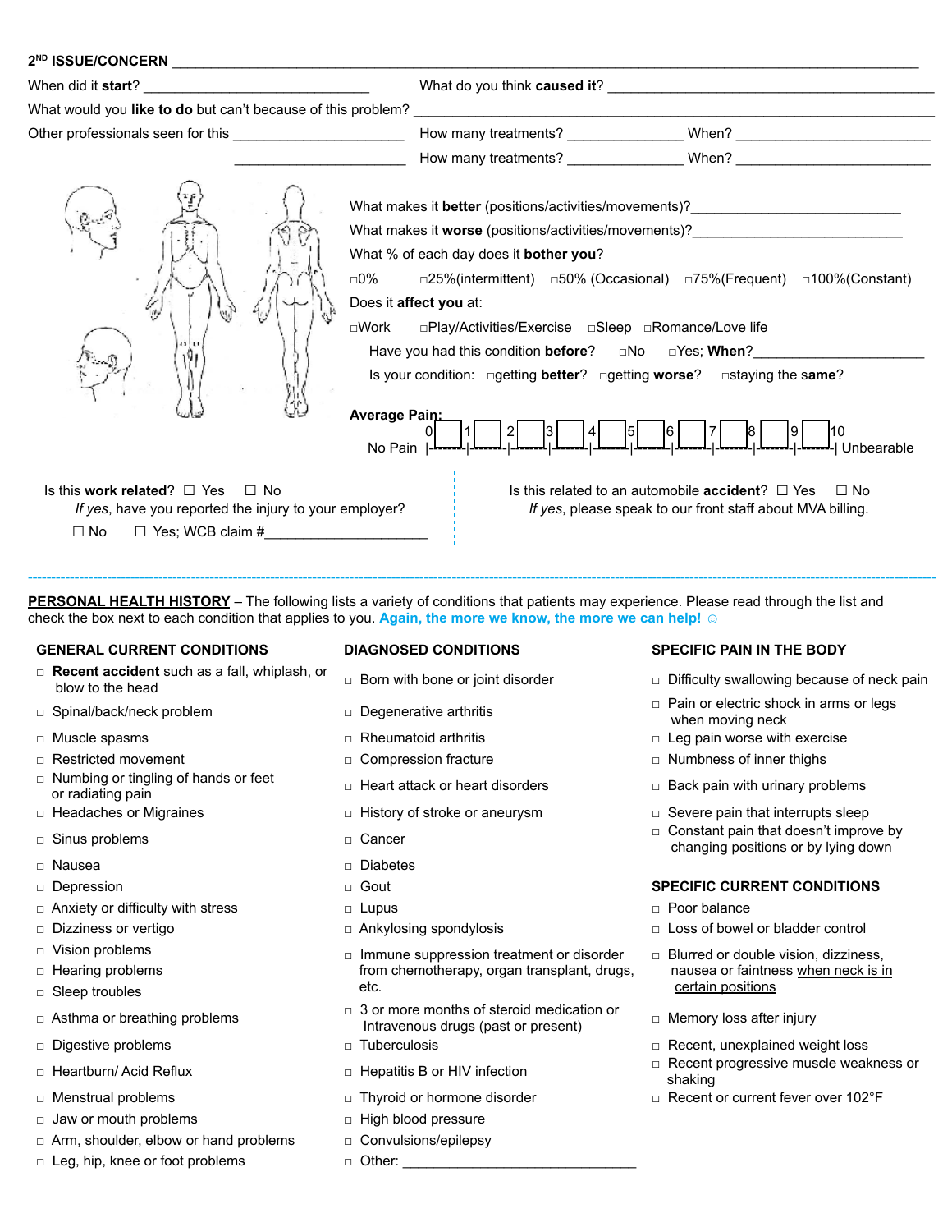**2[ND] ISSUE/CONCERN** ______________________________________________

When did it **start**? ____________________ What do you think **caused it**? ____________________

What would you **like to do** but can't because of this problem? ____________________

Other professionals seen for this ____________________ How many treatments? ______________ When? ____________________

____________________ How many treatments? ______________ When? ____________________

What makes it **better** (positions/activities/movements)? ____________________

What makes it **worse** (positions/activities/movements)? ____________________

What % of each day does it **bother you**?

□0% □25%(intermittent) □50% (Occasional) □75%(Frequent) □100%(Constant)

Does it **affect you** at:

□Work □Play/Activities/Exercise □Sleep □Romance/Love life

Have you had this condition **before**? □No □Yes; **When?** ____________________

Is your condition: □getting **better**? □getting **worse**? □staying the **same**?

**Average Pain:**

No Pain |0 □ 1 □ 2 □ 3 □ 4 □ 5 □ 6 □ 7 □ 8 □ 9 □ 10| Unbearable

Is this **work related**? ☐ Yes ☐ No

*If yes*, have you reported the injury to your employer?

☐ No ☐ Yes; WCB claim # ____________________

Is this related to an automobile **accident**? ☐ Yes ☐ No

*If yes*, please speak to our front staff about MVA billing.

---

**PERSONAL HEALTH HISTORY** – The following lists a variety of conditions that patients may experience. Please read through the list and check the box next to each condition that applies to you. **Again, the more we know, the more we can help!** ☺

### GENERAL CURRENT CONDITIONS

- □ **Recent accident** such as a fall, whiplash, or blow to the head
- □ Spinal/back/neck problem
- □ Muscle spasms
- □ Restricted movement
- □ Numbing or tingling of hands or feet or radiating pain
- □ Headaches or Migraines
- □ Sinus problems
- □ Nausea
- □ Depression
- □ Anxiety or difficulty with stress
- □ Dizziness or vertigo
- □ Vision problems
- □ Hearing problems
- □ Sleep troubles
- □ Asthma or breathing problems
- □ Digestive problems
- □ Heartburn/ Acid Reflux
- □ Menstrual problems
- □ Jaw or mouth problems
- □ Arm, shoulder, elbow or hand problems
- □ Leg, hip, knee or foot problems

### DIAGNOSED CONDITIONS

- □ Born with bone or joint disorder
- □ Degenerative arthritis
- □ Rheumatoid arthritis
- □ Compression fracture
- □ Heart attack or heart disorders
- □ History of stroke or aneurysm
- □ Cancer
- □ Diabetes
- □ Gout
- □ Lupus
- □ Ankylosing spondylosis
- □ Immune suppression treatment or disorder from chemotherapy, organ transplant, drugs, etc.
- □ 3 or more months of steroid medication or Intravenous drugs (past or present)
- □ Tuberculosis
- □ Hepatitis B or HIV infection
- □ Thyroid or hormone disorder
- □ High blood pressure
- □ Convulsions/epilepsy
- □ Other: ____________________

### SPECIFIC PAIN IN THE BODY

- □ Difficulty swallowing because of neck pain
- □ Pain or electric shock in arms or legs when moving neck
- □ Leg pain worse with exercise
- □ Numbness of inner thighs
- □ Back pain with urinary problems
- □ Severe pain that interrupts sleep
- □ Constant pain that doesn't improve by changing positions or by lying down

### SPECIFIC CURRENT CONDITIONS

- □ Poor balance
- □ Loss of bowel or bladder control
- □ Blurred or double vision, dizziness, nausea or faintness when neck is in certain positions
- □ Memory loss after injury
- □ Recent, unexplained weight loss
- □ Recent progressive muscle weakness or shaking
- □ Recent or current fever over 102°F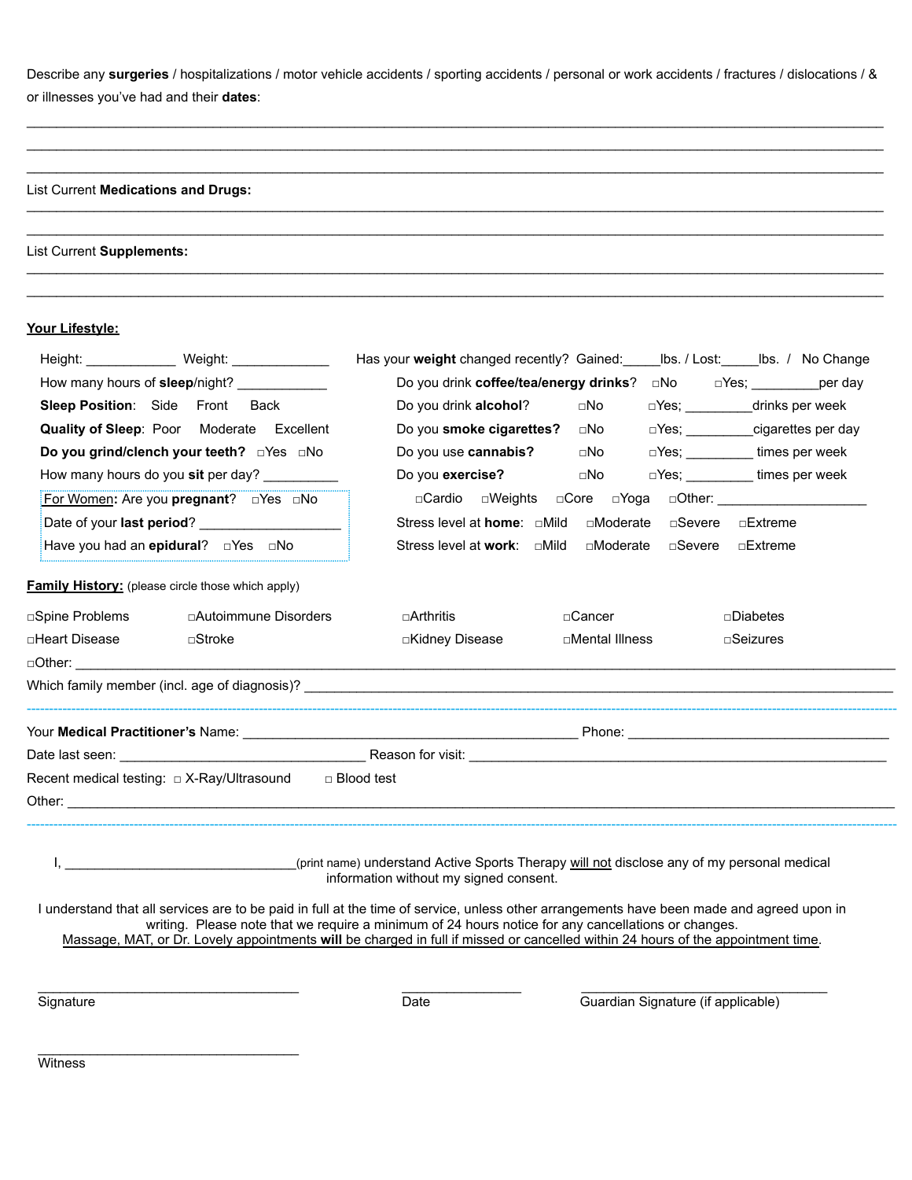Describe any **surgeries** / hospitalizations / motor vehicle accidents / sporting accidents / personal or work accidents / fractures / dislocations / & or illnesses you've had and their **dates**:

______________________________________________________________________________________

______________________________________________________________________________________

______________________________________________________________________________________

List Current **Medications and Drugs:**

______________________________________________________________________________________

______________________________________________________________________________________

List Current **Supplements:**

______________________________________________________________________________________

______________________________________________________________________________________

**Your Lifestyle:**

Height: ____________ Weight: _____________

How many hours of **sleep**/night? ____________

**Sleep Position**: Side Front Back

**Quality of Sleep**: Poor Moderate Excellent

**Do you grind/clench your teeth?** ☐Yes ☐No

How many hours do you **sit** per day? __________

For Women**:** Are you **pregnant**? ☐Yes ☐No

Date of your **last period**? ___________________

Have you had an **epidural**? ☐Yes ☐No

Has your **weight** changed recently? Gained:_____lbs. / Lost:_____lbs. / No Change

Do you drink **coffee/tea/energy drinks**? ☐No ☐Yes; _________per day

Do you drink **alcohol**? ☐No ☐Yes; _________drinks per week

**Do you smoke cigarettes?** ☐No ☐Yes; _________cigarettes per day

**Do you use cannabis?** ☐No ☐Yes; _________ times per week

**Do you exercise?** ☐No ☐Yes; _________ times per week

☐Cardio ☐Weights ☐Core ☐Yoga ☐Other: ____________________

Stress level at **home**: ☐Mild ☐Moderate ☐Severe ☐Extreme

Stress level at **work**: ☐Mild ☐Moderate ☐Severe ☐Extreme

**Family History:** (please circle those which apply)

☐Spine Problems ☐Autoimmune Disorders ☐Arthritis ☐Cancer ☐Diabetes

☐Heart Disease ☐Stroke ☐Kidney Disease ☐Mental Illness ☐Seizures

☐Other: ______________________________________________________________________________

Which family member (incl. age of diagnosis)? ________________________________________________

---

Your **Medical Practitioner's** Name: ______________________________ Phone: ________________________

Date last seen: ________________________ Reason for visit: ______________________________________

Recent medical testing: ☐ X-Ray/Ultrasound ☐ Blood test

Other: ______________________________________________________________________________

---

I, _______________________________(print name) understand Active Sports Therapy will not disclose any of my personal medical information without my signed consent.

I understand that all services are to be paid in full at the time of service, unless other arrangements have been made and agreed upon in writing. Please note that we require a minimum of 24 hours notice for any cancellations or changes.
Massage, MAT, or Dr. Lovely appointments **will** be charged in full if missed or cancelled within 24 hours of the appointment time.

___________________________________ Signature

_________________ Date

___________________________________ Guardian Signature (if applicable)

___________________________________ Witness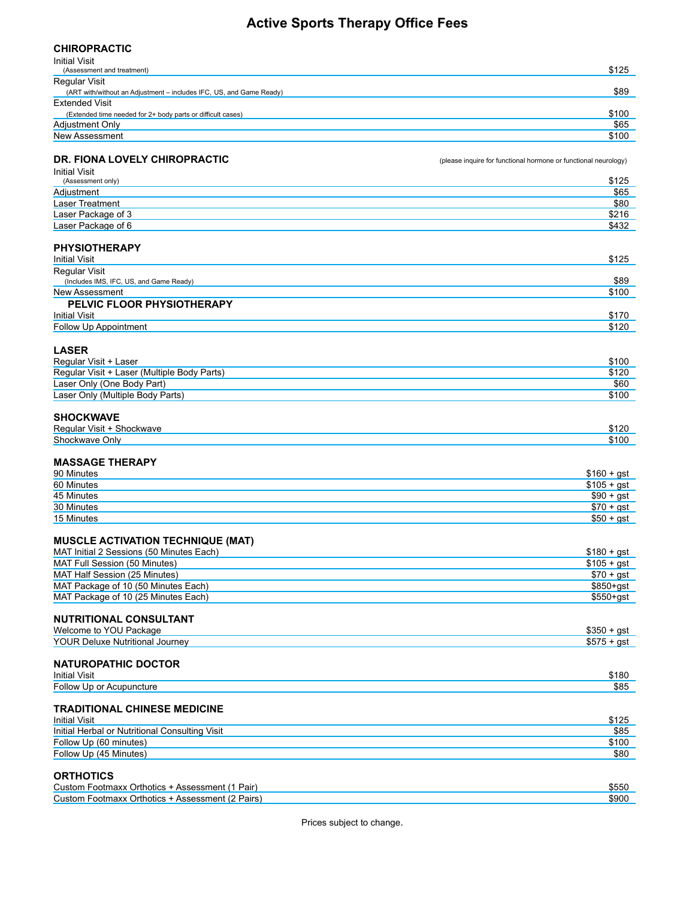# Active Sports Therapy Office Fees

## CHIROPRACTIC

| | |
|---|---|
| Initial Visit<br>(Assessment and treatment) | $125 |
| Regular Visit<br>(ART with/without an Adjustment – includes IFC, US, and Game Ready) | $89 |
| Extended Visit<br>(Extended time needed for 2+ body parts or difficult cases) | $100 |
| Adjustment Only | $65 |
| New Assessment | $100 |

## DR. FIONA LOVELY CHIROPRACTIC

(please inquire for functional hormone or functional neurology)

| | |
|---|---|
| Initial Visit<br>(Assessment only) | $125 |
| Adjustment | $65 |
| Laser Treatment | $80 |
| Laser Package of 3 | $216 |
| Laser Package of 6 | $432 |

## PHYSIOTHERAPY

| | |
|---|---|
| Initial Visit | $125 |
| Regular Visit<br>(Includes IMS, IFC, US, and Game Ready) | $89 |
| New Assessment | $100 |

### PELVIC FLOOR PHYSIOTHERAPY

| | |
|---|---|
| Initial Visit | $170 |
| Follow Up Appointment | $120 |

## LASER

| | |
|---|---|
| Regular Visit + Laser | $100 |
| Regular Visit + Laser (Multiple Body Parts) | $120 |
| Laser Only (One Body Part) | $60 |
| Laser Only (Multiple Body Parts) | $100 |

## SHOCKWAVE

| | |
|---|---|
| Regular Visit + Shockwave | $120 |
| Shockwave Only | $100 |

## MASSAGE THERAPY

| | |
|---|---|
| 90 Minutes | $160 + gst |
| 60 Minutes | $105 + gst |
| 45 Minutes | $90 + gst |
| 30 Minutes | $70 + gst |
| 15 Minutes | $50 + gst |

## MUSCLE ACTIVATION TECHNIQUE (MAT)

| | |
|---|---|
| MAT Initial 2 Sessions (50 Minutes Each) | $180 + gst |
| MAT Full Session (50 Minutes) | $105 + gst |
| MAT Half Session (25 Minutes) | $70 + gst |
| MAT Package of 10 (50 Minutes Each) | $850+gst |
| MAT Package of 10 (25 Minutes Each) | $550+gst |

## NUTRITIONAL CONSULTANT

| | |
|---|---|
| Welcome to YOU Package | $350 + gst |
| YOUR Deluxe Nutritional Journey | $575 + gst |

## NATUROPATHIC DOCTOR

| | |
|---|---|
| Initial Visit | $180 |
| Follow Up or Acupuncture | $85 |

## TRADITIONAL CHINESE MEDICINE

| | |
|---|---|
| Initial Visit | $125 |
| Initial Herbal or Nutritional Consulting Visit | $85 |
| Follow Up (60 minutes) | $100 |
| Follow Up (45 Minutes) | $80 |

## ORTHOTICS

| | |
|---|---|
| Custom Footmaxx Orthotics + Assessment (1 Pair) | $550 |
| Custom Footmaxx Orthotics + Assessment (2 Pairs) | $900 |

Prices subject to change.